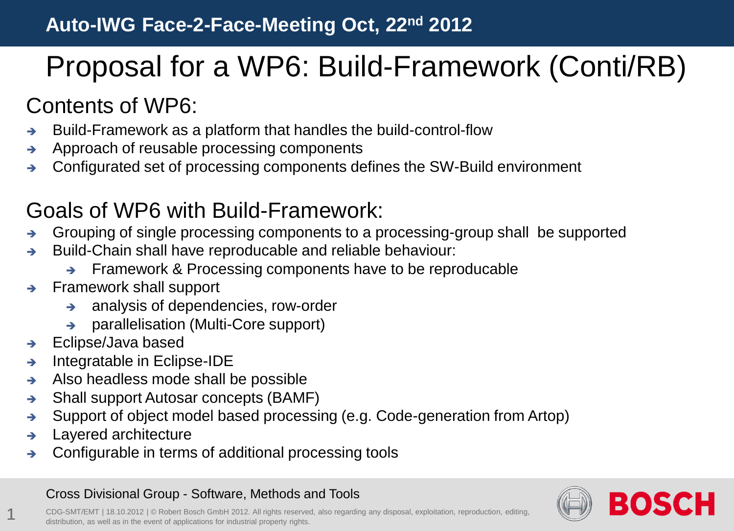# Proposal for a WP6: Build-Framework (Conti/RB)

## Contents of WP6:

- Build-Framework as a platform that handles the build-control-flow
- Approach of reusable processing components
- Configurated set of processing components defines the SW-Build environment

## Goals of WP6 with Build-Framework:

- Grouping of single processing components to a processing-group shall be supported
- Build-Chain shall have reproducable and reliable behaviour:
  - Framework & Processing components have to be reproducable
- Framework shall support
  - analysis of dependencies, row-order
  - parallelisation (Multi-Core support)
- Eclipse/Java based
- Integratable in Eclipse-IDE
- Also headless mode shall be possible
- Shall support Autosar concepts (BAMF)
- Support of object model based processing (e.g. Code-generation from Artop)
- Layered architecture
- Configurable in terms of additional processing tools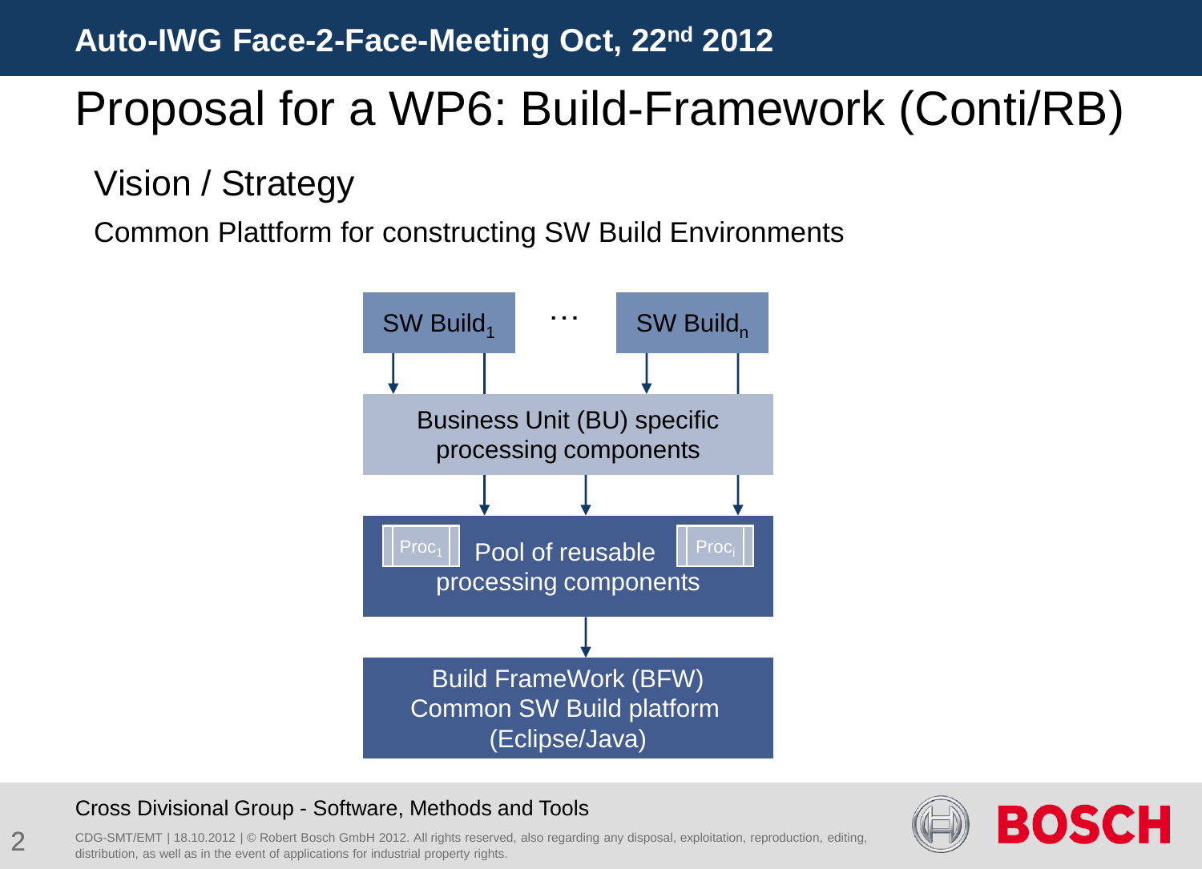# Proposal for a WP6: Build-Framework (Conti/RB)

## Vision / Strategy

Common Plattform for constructing SW Build Environments

SW $Build_1$

…

SW $Build_n$

Business Unit (BU) specific processing components

$Proc_1$

Pool of reusable processing components

$Proc_i$

Build FrameWork (BFW)
Common SW Build platform
(Eclipse/Java)

Cross Divisional Group - Software, Methods and Tools

CDG-SMT/EMT | 18.10.2012 | © Robert Bosch GmbH 2012. All rights reserved, also regarding any disposal, exploitation, reproduction, editing, distribution, as well as in the event of applications for industrial property rights.